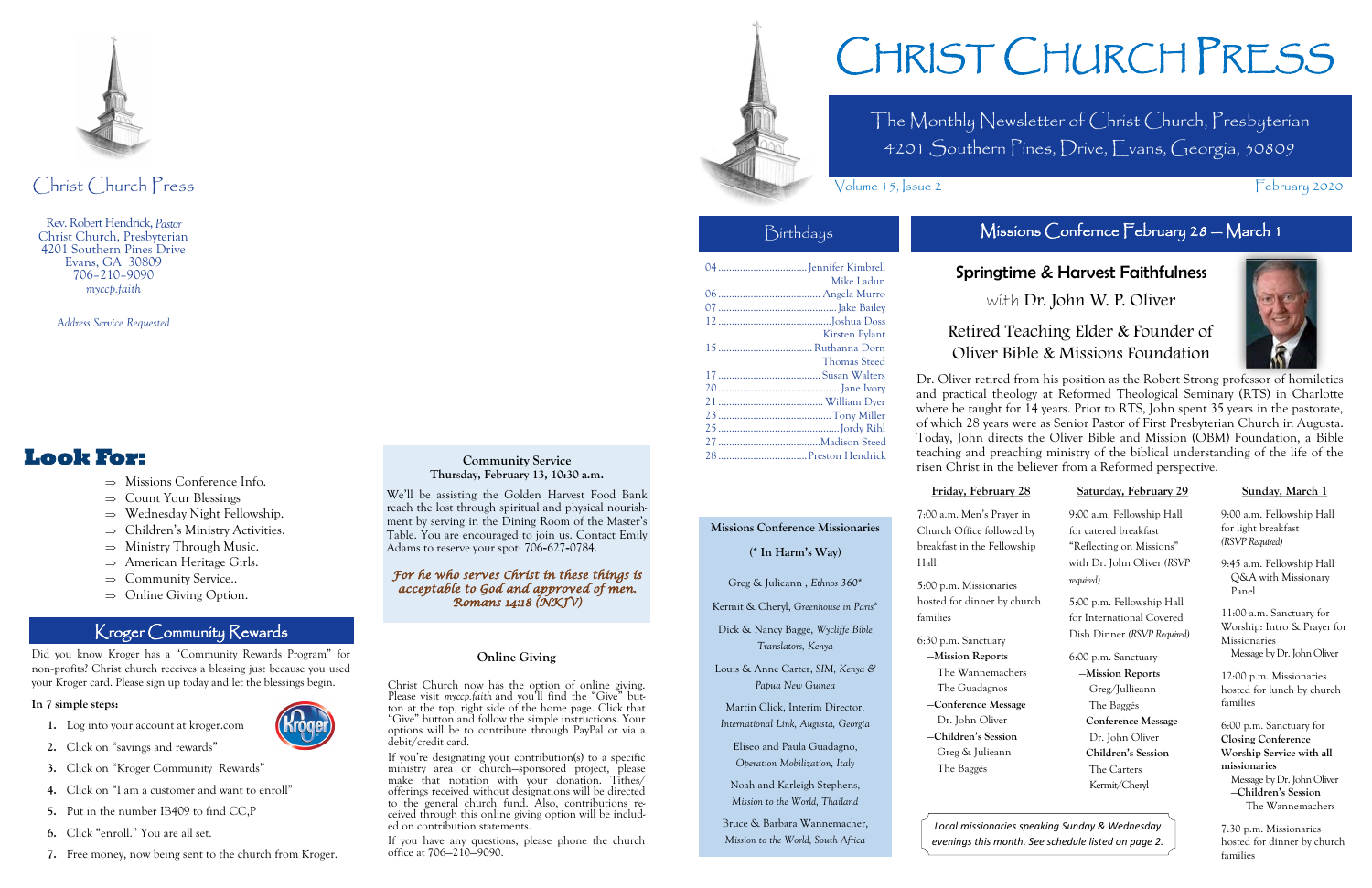# Christ Church Press

Rev. Robert Hendrick, *Pastor*
Christ Church, Presbyterian
4201 Southern Pines Drive
Evans, GA 30809
706-210-9090
*myccp.faith*

*Address Service Requested*

# Look For:

- ⇒ Missions Conference Info.
- ⇒ Count Your Blessings
- ⇒ Wednesday Night Fellowship.
- ⇒ Children's Ministry Activities.
- ⇒ Ministry Through Music.
- ⇒ American Heritage Girls.
- ⇒ Community Service..
- ⇒ Online Giving Option.

## Kroger Community Rewards

Did you know Kroger has a "Community Rewards Program" for non-profits? Christ church receives a blessing just because you used your Kroger card. Please sign up today and let the blessings begin.

**In 7 simple steps:**

1. Log into your account at kroger.com
2. Click on "savings and rewards"
3. Click on "Kroger Community Rewards"
4. Click on "I am a customer and want to enroll"
5. Put in the number IB409 to find CC,P
6. Click "enroll." You are all set.
7. Free money, now being sent to the church from Kroger.

**Community Service**
**Thursday, February 13, 10:30 a.m.**

We'll be assisting the Golden Harvest Food Bank reach the lost through spiritual and physical nourishment by serving in the Dining Room of the Master's Table. You are encouraged to join us. Contact Emily Adams to reserve your spot: 706-627-0784.

*For he who serves Christ in these things is acceptable to God and approved of men. Romans 14:18 (NKJV)*

**Online Giving**

Christ Church now has the option of online giving. Please visit *myccp.faith* and you'll find the "Give" button at the top, right side of the home page. Click that "Give" button and follow the simple instructions. Your options will be to contribute through PayPal or via a debit/credit card.

If you're designating your contribution(s) to a specific ministry area or church—sponsored project, please make that notation with your donation. Tithes/offerings received without designations will be directed to the general church fund. Also, contributions received through this online giving option will be included on contribution statements.

If you have any questions, please phone the church office at 706—210—9090.

# CHRIST CHURCH PRESS

The Monthly Newsletter of Christ Church, Presbyterian
4201 Southern Pines, Drive, Evans, Georgia, 30809

Volume 15, Issue 2 — February 2020

## Birthdays

04 ........ Jennifer Kimbrell
Mike Ladun
06 ........ Angela Murro
07 ........ Jake Bailey
12 ........ Joshua Doss
Kirsten Pylant
15 ........ Ruthanna Dorn
Thomas Steed
17 ........ Susan Walters
20 ........ Jane Ivory
21 ........ William Dyer
23 ........ Tony Miller
25 ........ Jordy Rihl
27 ........ Madison Steed
28 ........ Preston Hendrick

**Missions Conference Missionaries**

**(* In Harm's Way)**

Greg & Julieann , *Ethnos 360**

Kermit & Cheryl, *Greenhouse in Paris**

Dick & Nancy Baggé, *Wycliffe Bible Translators, Kenya*

Louis & Anne Carter, *SIM, Kenya & Papua New Guinea*

Martin Click, Interim Director, *International Link, Augusta, Georgia*

Eliseo and Paula Guadagno, *Operation Mobilization, Italy*

Noah and Karleigh Stephens, *Mission to the World, Thailand*

Bruce & Barbara Wannemacher, *Mission to the World, South Africa*

## Missions Confernce February 28 — March 1

### Springtime & Harvest Faithfulness

with **Dr. John W. P. Oliver**

Retired Teaching Elder & Founder of Oliver Bible & Missions Foundation

Dr. Oliver retired from his position as the Robert Strong professor of homiletics and practical theology at Reformed Theological Seminary (RTS) in Charlotte where he taught for 14 years. Prior to RTS, John spent 35 years in the pastorate, of which 28 years were as Senior Pastor of First Presbyterian Church in Augusta. Today, John directs the Oliver Bible and Mission (OBM) Foundation, a Bible teaching and preaching ministry of the biblical understanding of the life of the risen Christ in the believer from a Reformed perspective.

**Friday, February 28**

7:00 a.m. Men's Prayer in Church Office followed by breakfast in the Fellowship Hall

5:00 p.m. Missionaries hosted for dinner by church families

6:30 p.m. Sanctuary
- **—Mission Reports**
  - The Wannemachers
  - The Guadagnos
- **—Conference Message**
  - Dr. John Oliver
- **—Children's Session**
  - Greg & Julieann
  - The Baggés

**Saturday, February 29**

9:00 a.m. Fellowship Hall for catered breakfast "Reflecting on Missions" with Dr. John Oliver (*RSVP required*)

5:00 p.m. Fellowship Hall for International Covered Dish Dinner (*RSVP Required*)

6:00 p.m. Sanctuary
- **—Mission Reports**
  - Greg/Jullieann
  - The Baggés
- **—Conference Message**
  - Dr. John Oliver
- **—Children's Session**
  - The Carters
  - Kermit/Cheryl

**Sunday, March 1**

9:00 a.m. Fellowship Hall for light breakfast (*RSVP Required*)

9:45 a.m. Fellowship Hall Q&A with Missionary Panel

11:00 a.m. Sanctuary for Worship: Intro & Prayer for Missionaries
Message by Dr. John Oliver

12:00 p.m. Missionaries hosted for lunch by church families

6:00 p.m. Sanctuary for **Closing Conference Worship Service with all missionaries**
Message by Dr. John Oliver
**—Children's Session**
The Wannemachers

7:30 p.m. Missionaries hosted for dinner by church families

*Local missionaries speaking Sunday & Wednesday evenings this month. See schedule listed on page 2.*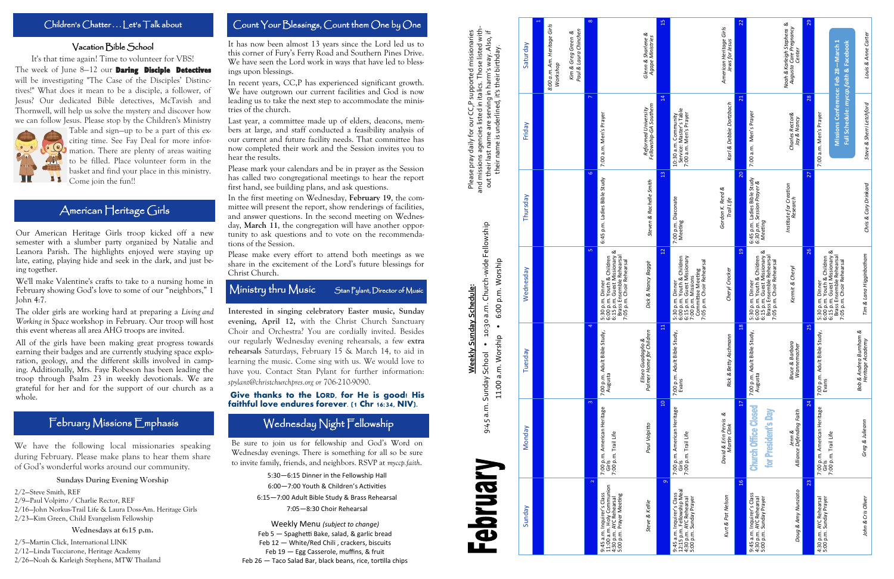## Children's Chatter . . . Let's Talk about

### Vacation Bible School

It's that time again! Time to volunteer for VBS! The week of June 8—12 our **Daring Disciple Detectives** will be investigating "The Case of the Disciples' Distinctives!" What does it mean to be a disciple, a follower, of Jesus? Our dedicated Bible detectives, McTavish and Thornwell, will help us solve the mystery and discover how we can follow Jesus. Please stop by the Children's Ministry Table and sign—up to be a part of this exciting time. See Fay Deal for more information. There are plenty of areas waiting to be filled. Place volunteer form in the basket and find your place in this ministry. Come join the fun!!

## American Heritage Girls

Our American Heritage Girls troop kicked off a new semester with a slumber party organized by Natalie and Leanora Parish. The highlights enjoyed were staying up late, eating, playing hide and seek in the dark, and just being together.

We'll make Valentine's crafts to take to a nursing home in February showing God's love to some of our "neighbors," 1 John 4:7.

The older girls are working hard at preparing a *Living and Working in Space* workshop in February. Our troop will host this event whereas all area AHG troops are invited.

All of the girls have been making great progress towards earning their badges and are currently studying space exploration, geology, and the different skills involved in camping. Additionally, Mrs. Faye Robeson has been leading the troop through Psalm 23 in weekly devotionals. We are grateful for her and for the support of our church as a whole.

## February Missions Emphasis

We have the following local missionaries speaking during February. Please make plans to hear them share of God's wonderful works around our community.

**Sundays During Evening Worship**

2/2—Steve Smith, REF
2/9—Paul Volpitto / Charlie Rector, REF
2/16—John Norkus-Trail Life & Laura Doss-Am. Heritage Girls
2/23—Kim Green, Child Evangelism Fellowship

**Wednesdays at 6:15 p.m.**

2/5—Martin Click, International LINK
2/12—Linda Tucciarone, Heritage Academy
2/26—Noah & Karleigh Stephens, MTW Thailand

## Count Your Blessings, Count them One by One

It has now been almost 13 years since the Lord led us to this corner of Fury's Ferry Road and Southern Pines Drive. We have seen the Lord work in ways that have led to blessings upon blessings.

In recent years, CC,P has experienced significant growth. We have outgrown our current facilities and God is now leading us to take the next step to accommodate the ministries of the church.

Last year, a committee made up of elders, deacons, members at large, and staff conducted a feasibility analysis of our current and future facility needs. That committee has now completed their work and the Session invites you to hear the results.

Please mark your calendars and be in prayer as the Session has called two congregational meetings to hear the report first hand, see building plans, and ask questions.

In the first meeting on Wednesday, **February 19**, the committee will present the report, show renderings of facilities, and answer questions. In the second meeting on Wednesday, **March 11**, the congregation will have another opportunity to ask questions and to vote on the recommendations of the Session.

Please make every effort to attend both meetings as we share in the excitement of the Lord's future blessings for Christ Church.

## Ministry thru Music

Stan Pylant, Director of Music

**Interested in singing celebratory Easter music, Sunday evening, April 12,** with the Christ Church Sanctuary Choir and Orchestra? You are cordially invited. Besides our regularly Wednesday evening rehearsals, a few **extra rehearsals** Saturdays, February 15 & March 14, to aid in learning the music. Come sing with us. We would love to have you. Contact Stan Pylant for further information: *spylant@christchurchpres.org or* 706-210-9090.

**Give thanks to the LORD, for He is good! His faithful love endures forever. (1 Chr 16:34, NIV).**

## Wednesday Night Fellowship

Be sure to join us for fellowship and God's Word on Wednesday evenings. There is something for all so be sure to invite family, friends, and neighbors. RSVP at *myccp.faith*.

5:30—6:15 Dinner in the Fellowship Hall
6:00—7:00 Youth & Children's Activities
6:15—7:00 Adult Bible Study & Brass Rehearsal
7:05—8:30 Choir Rehearsal

Weekly Menu *(subject to change)*
Feb 5 — Spaghetti Bake, salad, & garlic bread
Feb 12 — White/Red Chili , crackers, biscuits
Feb 19 — Egg Casserole, muffins, & fruit
Feb 26 — Taco Salad Bar, black beans, rice, tortilla chips

# February

**Weekly Sunday Schedule:**
9:45 a.m. Sunday School • 10:30 a.m. Church-wide Fellowship
11:00 a.m. Worship • 6:00 p.m. Worship

Please pray daily for our CC,P supported missionaries and missions agencies listed in italics. Those listed without their last name are serving in harm's way. Also, if their name is underlined, it's their birthday.

| Sunday | Monday | Tuesday | Wednesday | Thursday | Friday | Saturday |
|---|---|---|---|---|---|---|
| | | | | | | 1<br>8:00 a.m. Am. Heritage Girls Workshop<br>*Kim & Greg Green & Paul & Laura Chinchen* |
| 2<br>9:45 a.m. Inquirer's Class<br>11:00 a.m. Holy Communion<br>4:30 p.m. AYC Rehearsal<br>5:00 p.m. Prayer Meeting<br>*Steve & Kellie* | 3<br>7:00 p.m. American Heritage Girls<br>7:00 p.m. Trail Life<br>*Paul Volpitto* | 4<br>7:00 p.m. Adult Bible Study, Augusta<br>*Eliseo Guadagño & Palmer Home for Children* | 5<br>5:30 p.m. Dinner<br>6:00 p.m. Youth & Children<br>6:15 p.m. Guest Missionary & Brass Ensemble Rehearsal<br>7:05 p.m. Choir Rehearsal<br>*Dick & Nancy Baggé* | 6<br>6:45 p.m. Ladies Bible Study<br>*Steven & Rachelle Smith* | 7<br>7:00 a.m. Men's Prayer<br>*Reformed University Fellowship-GA Southern* | 8<br>*Glenn & Sharlene & Agape Ministries* |
| 9<br>9:45 a.m. Inquirer's Class<br>12:15 p.m. Fellowship Meal<br>4:30 p.m. AYC Rehearsal<br>5:00 p.m. Sunday Prayer<br>*Kurt & Pat Nelson* | 10<br>7:00 p.m. American Heritage Girls<br>7:00 p.m. Trail Life<br>*David & Erin Pervis & Martin Clink* | 11<br>7:00 p.m. Adult Bible Study, Evans<br>*Rick & Betty Aschmann* | 12<br>5:30 p.m. Dinner<br>6:00 p.m. Youth & Children<br>6:15 p.m. Guest Missionary<br>7:00 p.m. Missions Committee Meeting<br>7:05 p.m. Choir Rehearsal<br>*Cheryl Crocker* | 13<br>7:00 p.m. Diaconate Meeting<br>*Gordon K. Reed & Trail Life* | 14<br>10:30 a.m. Community Service: Master's Table<br>7:00 a.m. Men's Prayer<br>*Karl & Debbie Dortzbach* | 15<br>*American Heritage Girls Jews for Jesus* |
| 16<br>9:45 a.m. Inquirer's Class<br>4:30 p.m. AYC Rehearsal<br>5:00 p.m. Sunday Prayer<br>*Doug & Amy Nunziato* | 17<br>Church Office Closed for President's Day<br>*Jenn & Alliance Defending Faith* | 18<br>7:00 p.m. Adult Bible Study, Augusta<br>*Bruce & Barbara Wannemacher* | 19<br>5:30 p.m. Dinner<br>6:00 p.m. Youth & Children<br>6:15 p.m. Guest Missionary & Brass Ensemble Rehearsal<br>7:05 p.m. Choir Rehearsal<br>*Kermit & Cheryl* | 20<br>6:45 p.m. Ladies Bible Study<br>6:30 p.m. Session Prayer & Meeting<br>*Institute for Creation Research* | 21<br>7:00 a.m. Men's Prayer<br>*Charles Rector & Jay & Nancy* | 22<br>*Noah & Karleigh Stephens & Augusta Care Pregnancy Center* |
| 23<br>4:30 p.m. AYC Rehearsal<br>5:00 p.m. Sunday Prayer<br>*John & Cris Oliver* | 24<br>7:00 p.m. American Heritage Girls<br>7:00 p.m. Trail Life<br>*Greg & Julieann* | 25<br>7:00 p.m. Adult Bible Study, Evans<br>*Bob & Andrea Burnham & Heritage Academy* | 26<br>5:30 p.m. Dinner<br>6:00 p.m. Youth & Children<br>6:15 p.m. Guest Missionary & Brass Ensemble Rehearsal<br>7:05 p.m. Choir Rehearsal<br>*Tim & Lana Higginbotham* | 27<br>*Chris & Cary Drinkard* | 28<br>7:00 a.m. Men's Prayer<br>Missions Conference: Feb 28—March 1<br>Full Schedule: *mycp.faith* & Facebook<br>*Steve & Sherri Letchford* | 29<br>*Louis & Anne Carter* |